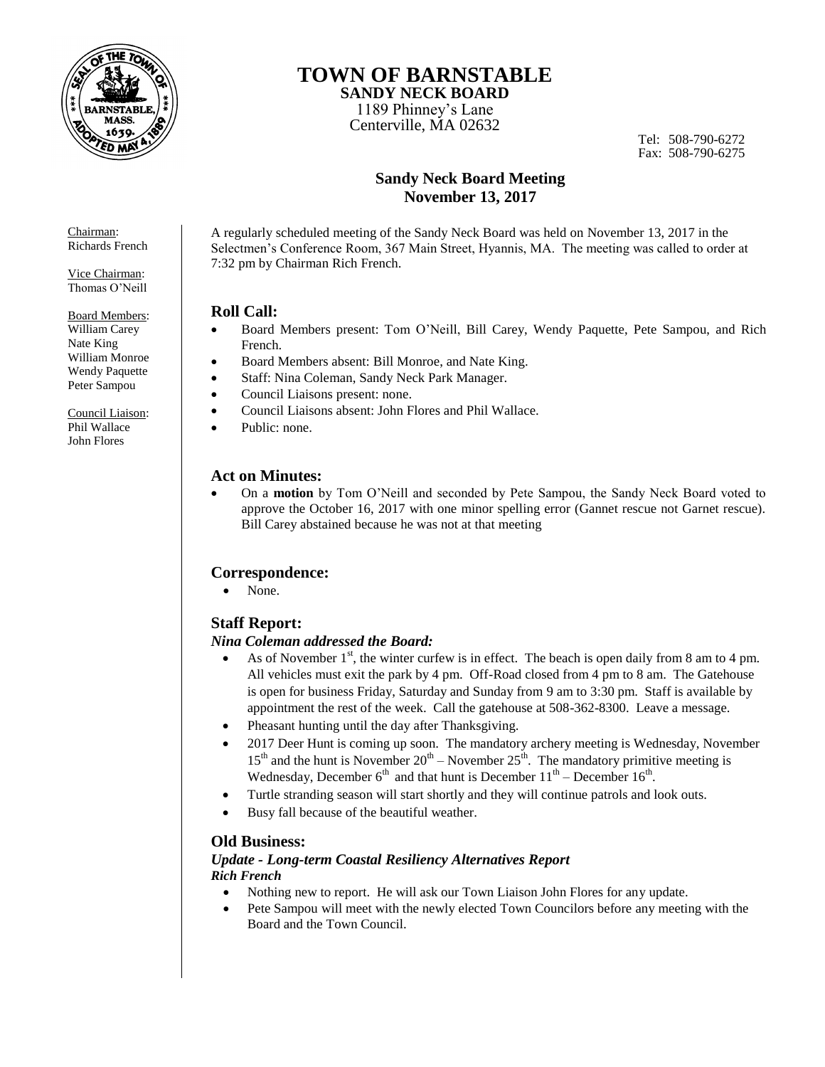# TOWN OF BARNSTABLE

**SANDY NECK BOARD**

1189 Phinney's Lane
Centerville, MA 02632

Tel: 508-790-6272
Fax: 508-790-6275

## Sandy Neck Board Meeting
## November 13, 2017

Chairman:
Richards French

Vice Chairman:
Thomas O'Neill

Board Members:
William Carey
Nate King
William Monroe
Wendy Paquette
Peter Sampou

Council Liaison:
Phil Wallace
John Flores

A regularly scheduled meeting of the Sandy Neck Board was held on November 13, 2017 in the Selectmen's Conference Room, 367 Main Street, Hyannis, MA. The meeting was called to order at 7:32 pm by Chairman Rich French.

### Roll Call:

- Board Members present: Tom O'Neill, Bill Carey, Wendy Paquette, Pete Sampou, and Rich French.
- Board Members absent: Bill Monroe, and Nate King.
- Staff: Nina Coleman, Sandy Neck Park Manager.
- Council Liaisons present: none.
- Council Liaisons absent: John Flores and Phil Wallace.
- Public: none.

### Act on Minutes:

- On a **motion** by Tom O'Neill and seconded by Pete Sampou, the Sandy Neck Board voted to approve the October 16, 2017 with one minor spelling error (Gannet rescue not Garnet rescue). Bill Carey abstained because he was not at that meeting

### Correspondence:

- None.

### Staff Report:

#### *Nina Coleman addressed the Board:*

- As of November 1st, the winter curfew is in effect. The beach is open daily from 8 am to 4 pm. All vehicles must exit the park by 4 pm. Off-Road closed from 4 pm to 8 am. The Gatehouse is open for business Friday, Saturday and Sunday from 9 am to 3:30 pm. Staff is available by appointment the rest of the week. Call the gatehouse at 508-362-8300. Leave a message.
- Pheasant hunting until the day after Thanksgiving.
- 2017 Deer Hunt is coming up soon. The mandatory archery meeting is Wednesday, November 15th and the hunt is November 20th – November 25th. The mandatory primitive meeting is Wednesday, December 6th and that hunt is December 11th – December 16th.
- Turtle stranding season will start shortly and they will continue patrols and look outs.
- Busy fall because of the beautiful weather.

### Old Business:

#### *Update - Long-term Coastal Resiliency Alternatives Report*
#### *Rich French*

- Nothing new to report. He will ask our Town Liaison John Flores for any update.
- Pete Sampou will meet with the newly elected Town Councilors before any meeting with the Board and the Town Council.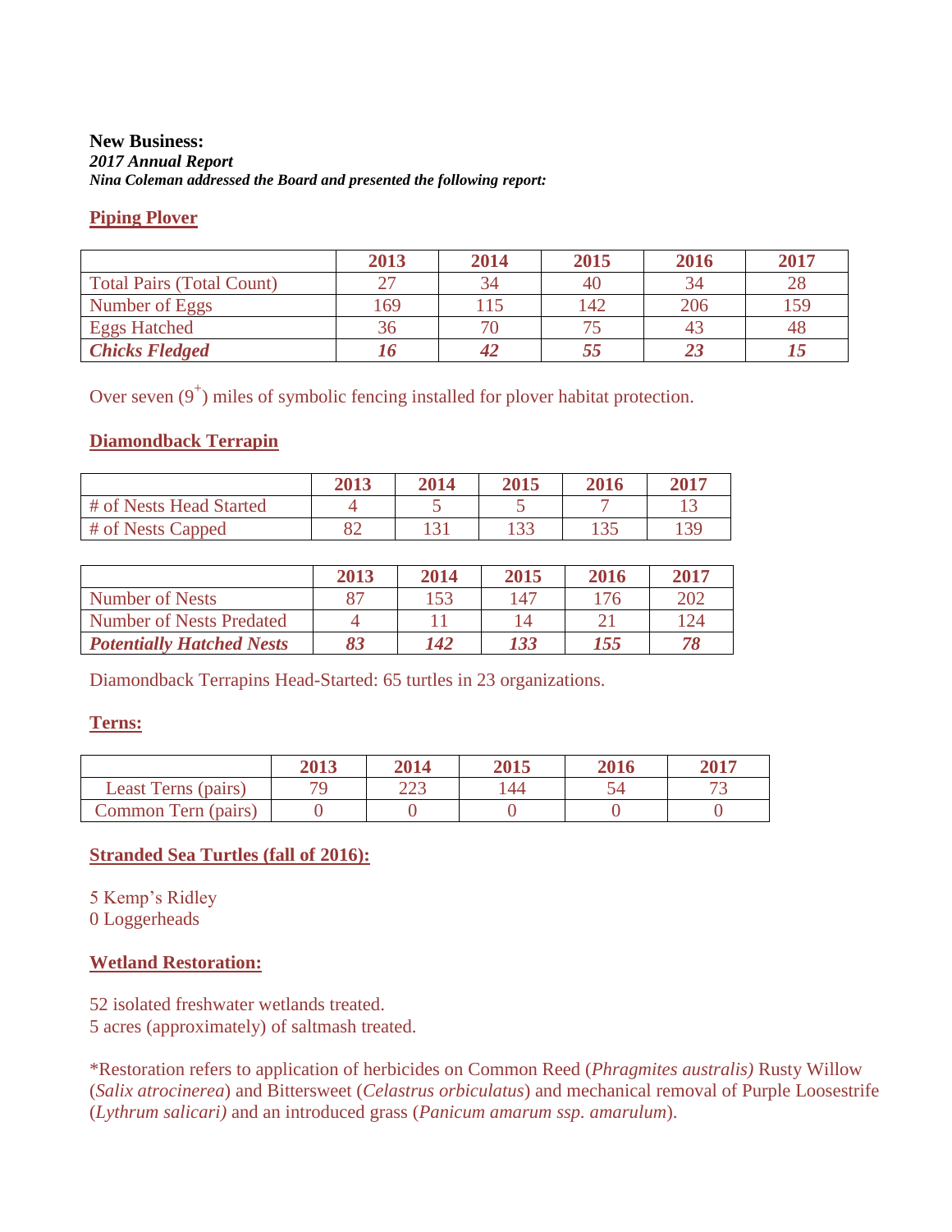**New Business:**
***2017 Annual Report***
***Nina Coleman addressed the Board and presented the following report:***

## Piping Plover

| | 2013 | 2014 | 2015 | 2016 | 2017 |
|---|---|---|---|---|---|
| Total Pairs (Total Count) | 27 | 34 | 40 | 34 | 28 |
| Number of Eggs | 169 | 115 | 142 | 206 | 159 |
| Eggs Hatched | 36 | 70 | 75 | 43 | 48 |
| ***Chicks Fledged*** | ***16*** | ***42*** | ***55*** | ***23*** | ***15*** |

Over seven ($9^+$) miles of symbolic fencing installed for plover habitat protection.

## Diamondback Terrapin

| | 2013 | 2014 | 2015 | 2016 | 2017 |
|---|---|---|---|---|---|
| # of Nests Head Started | 4 | 5 | 5 | 7 | 13 |
| # of Nests Capped | 82 | 131 | 133 | 135 | 139 |

| | 2013 | 2014 | 2015 | 2016 | 2017 |
|---|---|---|---|---|---|
| Number of Nests | 87 | 153 | 147 | 176 | 202 |
| Number of Nests Predated | 4 | 11 | 14 | 21 | 124 |
| ***Potentially Hatched Nests*** | ***83*** | ***142*** | ***133*** | ***155*** | ***78*** |

Diamondback Terrapins Head-Started: 65 turtles in 23 organizations.

## Terns:

| | 2013 | 2014 | 2015 | 2016 | 2017 |
|---|---|---|---|---|---|
| Least Terns (pairs) | 79 | 223 | 144 | 54 | 73 |
| Common Tern (pairs) | 0 | 0 | 0 | 0 | 0 |

## Stranded Sea Turtles (fall of 2016):

5 Kemp's Ridley
0 Loggerheads

## Wetland Restoration:

52 isolated freshwater wetlands treated.
5 acres (approximately) of saltmash treated.

*Restoration refers to application of herbicides on Common Reed (*Phragmites australis)* Rusty Willow (*Salix atrocinerea*) and Bittersweet (*Celastrus orbiculatus*) and mechanical removal of Purple Loosestrife (*Lythrum salicari)* and an introduced grass (*Panicum amarum ssp. amarulum*).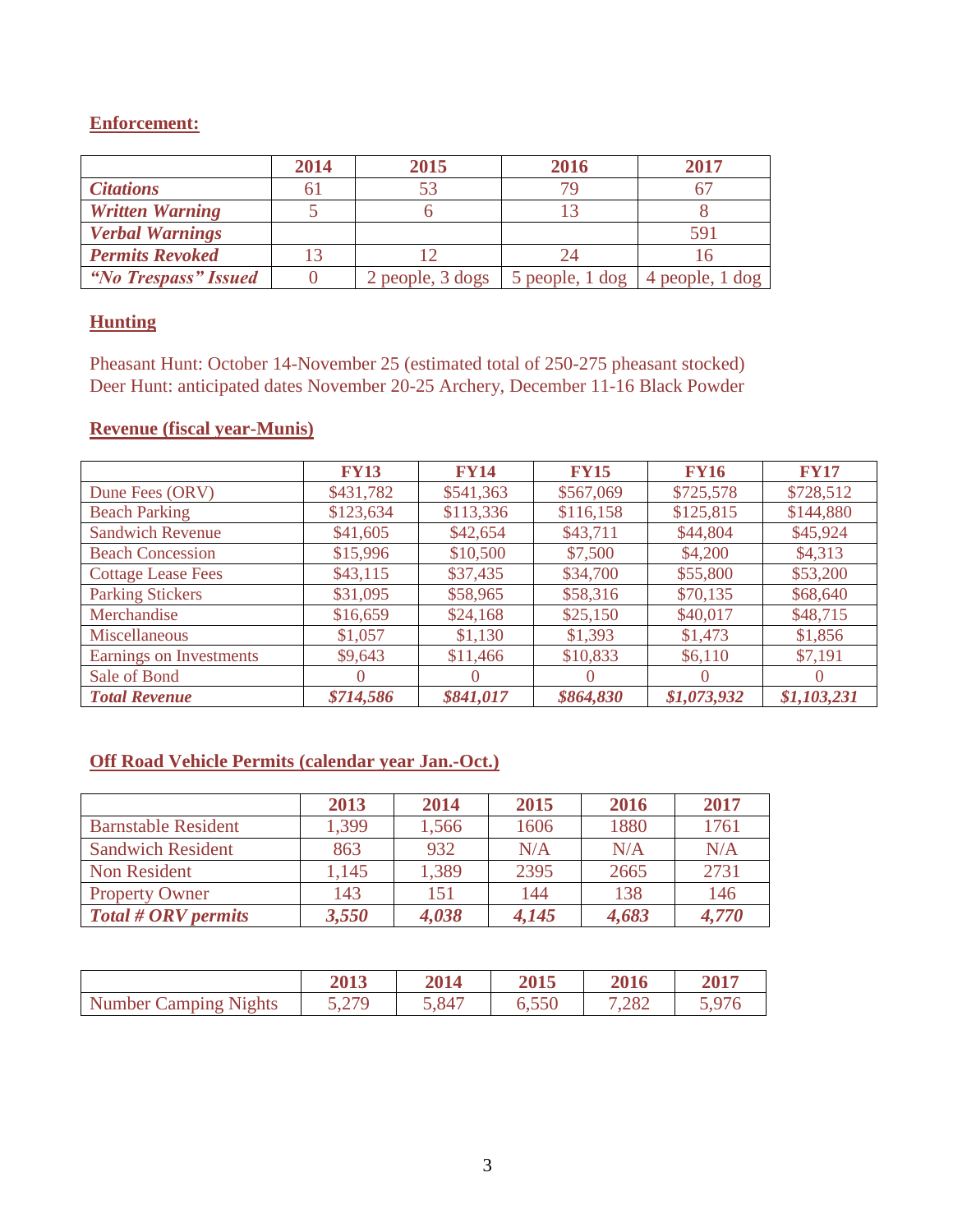## Enforcement:

| | 2014 | 2015 | 2016 | 2017 |
|---|---|---|---|---|
| ***Citations*** | 61 | 53 | 79 | 67 |
| ***Written Warning*** | 5 | 6 | 13 | 8 |
| ***Verbal Warnings*** | | | | 591 |
| ***Permits Revoked*** | 13 | 12 | 24 | 16 |
| ***"No Trespass" Issued*** | 0 | 2 people, 3 dogs | 5 people, 1 dog | 4 people, 1 dog |

## Hunting

Pheasant Hunt: October 14-November 25 (estimated total of 250-275 pheasant stocked)
Deer Hunt: anticipated dates November 20-25 Archery, December 11-16 Black Powder

## Revenue (fiscal year-Munis)

| | FY13 | FY14 | FY15 | FY16 | FY17 |
|---|---|---|---|---|---|
| Dune Fees (ORV) | $431,782 | $541,363 | $567,069 | $725,578 | $728,512 |
| Beach Parking | $123,634 | $113,336 | $116,158 | $125,815 | $144,880 |
| Sandwich Revenue | $41,605 | $42,654 | $43,711 | $44,804 | $45,924 |
| Beach Concession | $15,996 | $10,500 | $7,500 | $4,200 | $4,313 |
| Cottage Lease Fees | $43,115 | $37,435 | $34,700 | $55,800 | $53,200 |
| Parking Stickers | $31,095 | $58,965 | $58,316 | $70,135 | $68,640 |
| Merchandise | $16,659 | $24,168 | $25,150 | $40,017 | $48,715 |
| Miscellaneous | $1,057 | $1,130 | $1,393 | $1,473 | $1,856 |
| Earnings on Investments | $9,643 | $11,466 | $10,833 | $6,110 | $7,191 |
| Sale of Bond | 0 | 0 | 0 | 0 | 0 |
| ***Total Revenue*** | ***$714,586*** | ***$841,017*** | ***$864,830*** | ***$1,073,932*** | ***$1,103,231*** |

## Off Road Vehicle Permits (calendar year Jan.-Oct.)

| | 2013 | 2014 | 2015 | 2016 | 2017 |
|---|---|---|---|---|---|
| Barnstable Resident | 1,399 | 1,566 | 1606 | 1880 | 1761 |
| Sandwich Resident | 863 | 932 | N/A | N/A | N/A |
| Non Resident | 1,145 | 1,389 | 2395 | 2665 | 2731 |
| Property Owner | 143 | 151 | 144 | 138 | 146 |
| ***Total # ORV permits*** | ***3,550*** | ***4,038*** | ***4,145*** | ***4,683*** | ***4,770*** |

| | 2013 | 2014 | 2015 | 2016 | 2017 |
|---|---|---|---|---|---|
| Number Camping Nights | 5,279 | 5,847 | 6,550 | 7,282 | 5,976 |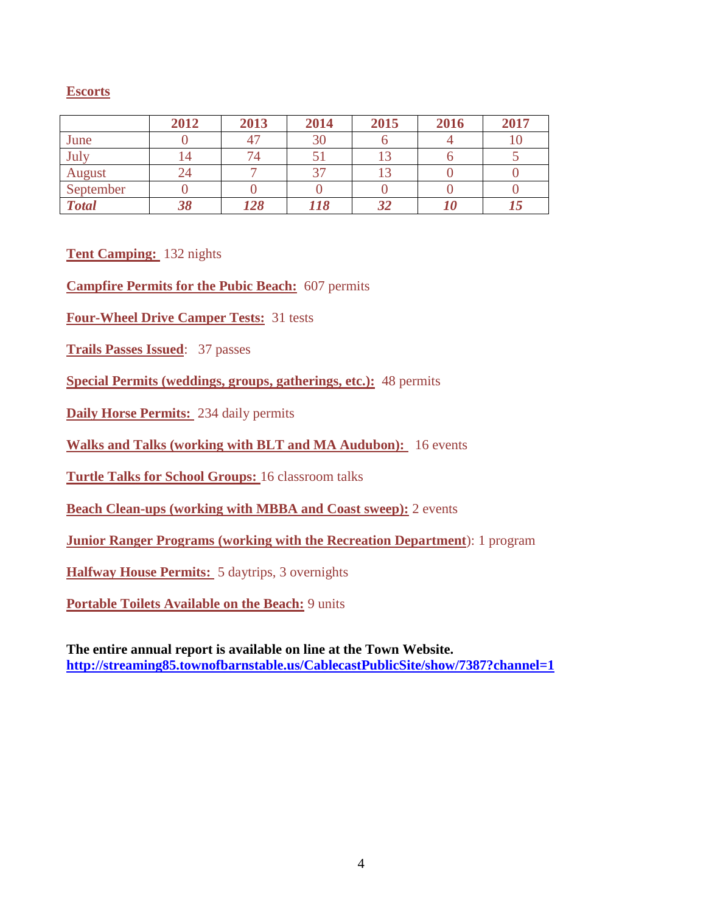**Escorts**

| | 2012 | 2013 | 2014 | 2015 | 2016 | 2017 |
|---|---|---|---|---|---|---|
| June | 0 | 47 | 30 | 6 | 4 | 10 |
| July | 14 | 74 | 51 | 13 | 6 | 5 |
| August | 24 | 7 | 37 | 13 | 0 | 0 |
| September | 0 | 0 | 0 | 0 | 0 | 0 |
| ***Total*** | ***38*** | ***128*** | ***118*** | ***32*** | ***10*** | ***15*** |

**Tent Camping:** 132 nights

**Campfire Permits for the Pubic Beach:** 607 permits

**Four-Wheel Drive Camper Tests:** 31 tests

**Trails Passes Issued**: 37 passes

**Special Permits (weddings, groups, gatherings, etc.):** 48 permits

**Daily Horse Permits:** 234 daily permits

**Walks and Talks (working with BLT and MA Audubon):** 16 events

**Turtle Talks for School Groups:** 16 classroom talks

**Beach Clean-ups (working with MBBA and Coast sweep):** 2 events

**Junior Ranger Programs (working with the Recreation Department**): 1 program

**Halfway House Permits:** 5 daytrips, 3 overnights

**Portable Toilets Available on the Beach:** 9 units

**The entire annual report is available on line at the Town Website.**
**http://streaming85.townofbarnstable.us/CablecastPublicSite/show/7387?channel=1**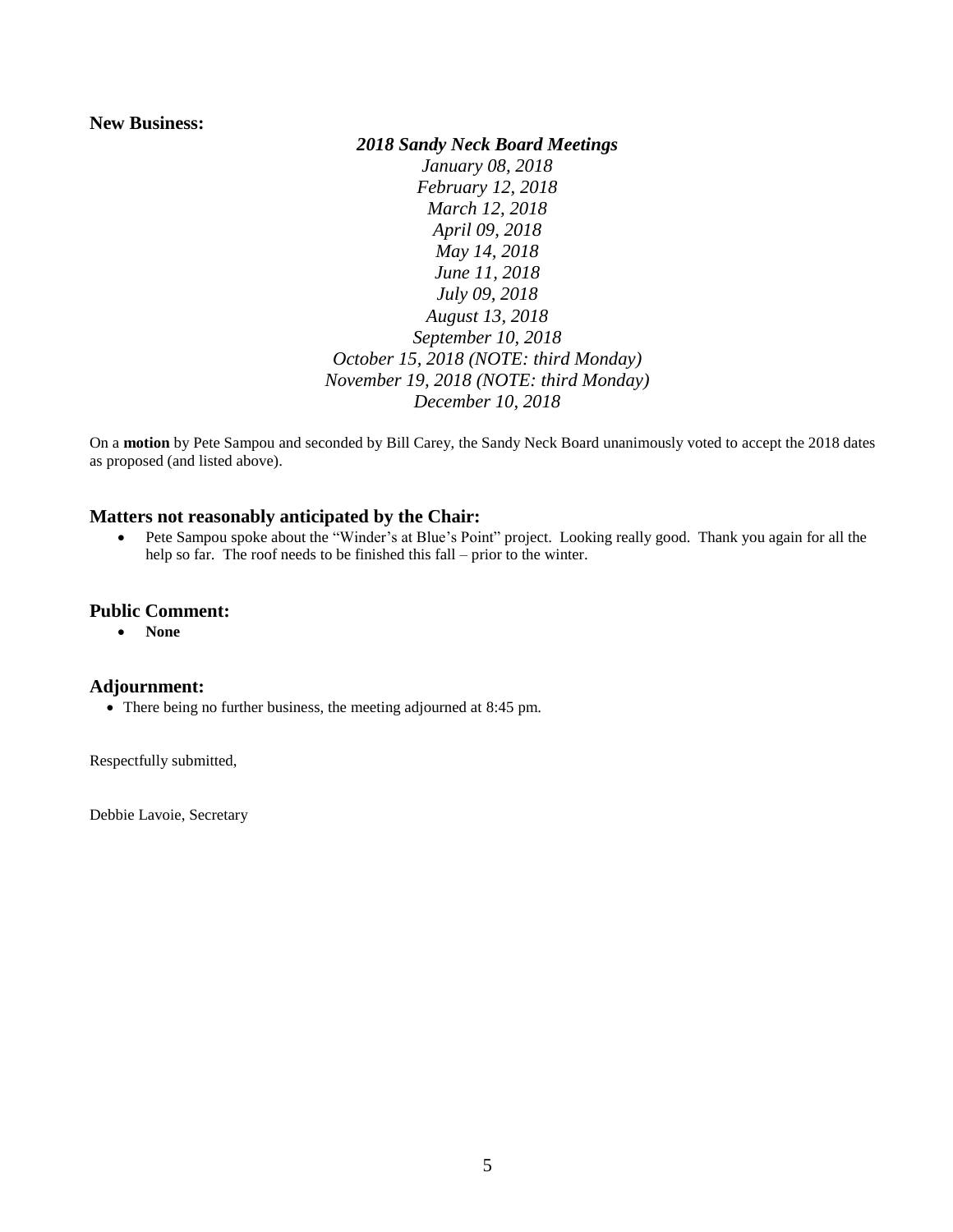**New Business:**

***2018 Sandy Neck Board Meetings***

*January 08, 2018*
*February 12, 2018*
*March 12, 2018*
*April 09, 2018*
*May 14, 2018*
*June 11, 2018*
*July 09, 2018*
*August 13, 2018*
*September 10, 2018*
*October 15, 2018 (NOTE: third Monday)*
*November 19, 2018 (NOTE: third Monday)*
*December 10, 2018*

On a **motion** by Pete Sampou and seconded by Bill Carey, the Sandy Neck Board unanimously voted to accept the 2018 dates as proposed (and listed above).

## Matters not reasonably anticipated by the Chair:

- Pete Sampou spoke about the "Winder's at Blue's Point" project. Looking really good. Thank you again for all the help so far. The roof needs to be finished this fall – prior to the winter.

## Public Comment:

- **None**

## Adjournment:

- There being no further business, the meeting adjourned at 8:45 pm.

Respectfully submitted,

Debbie Lavoie, Secretary